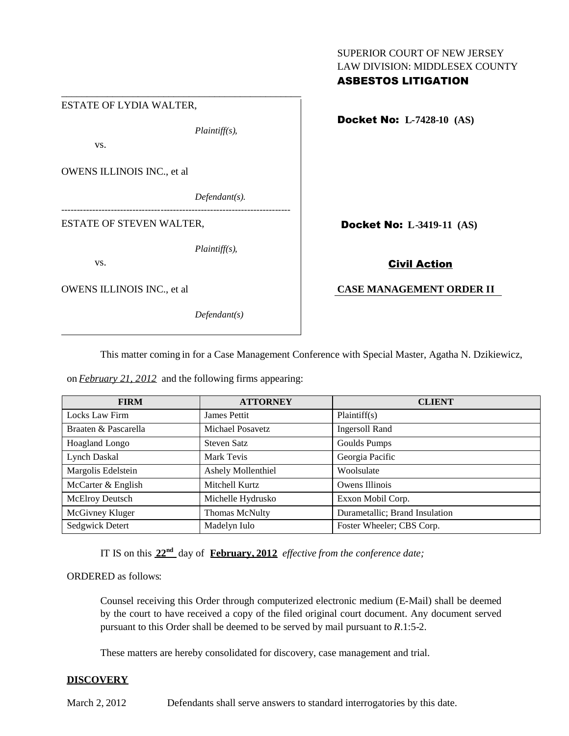SUPERIOR COURT OF NEW JERSEY
LAW DIVISION: MIDDLESEX COUNTY
**ASBESTOS LITIGATION**

ESTATE OF LYDIA WALTER,

*Plaintiff(s),*

vs.

OWENS ILLINOIS INC., et al

*Defendant(s).*

**Docket No: L-7428-10 (AS)**

---

ESTATE OF STEVEN WALTER,

*Plaintiff(s),*

vs.

OWENS ILLINOIS INC., et al

*Defendant(s)*

**Docket No: L-3419-11 (AS)**

**Civil Action**

**CASE MANAGEMENT ORDER II**

This matter coming in for a Case Management Conference with Special Master, Agatha N. Dzikiewicz, on *February 21, 2012* and the following firms appearing:

| FIRM | ATTORNEY | CLIENT |
|---|---|---|
| Locks Law Firm | James Pettit | Plaintiff(s) |
| Braaten & Pascarella | Michael Posavetz | Ingersoll Rand |
| Hoagland Longo | Steven Satz | Goulds Pumps |
| Lynch Daskal | Mark Tevis | Georgia Pacific |
| Margolis Edelstein | Ashely Mollenthiel | Woolsulate |
| McCarter & English | Mitchell Kurtz | Owens Illinois |
| McElroy Deutsch | Michelle Hydrusko | Exxon Mobil Corp. |
| McGivney Kluger | Thomas McNulty | Durametallic; Brand Insulation |
| Sedgwick Detert | Madelyn Iulo | Foster Wheeler; CBS Corp. |

IT IS on this **22nd** day of **February, 2012** *effective from the conference date;*

ORDERED as follows:

Counsel receiving this Order through computerized electronic medium (E-Mail) shall be deemed by the court to have received a copy of the filed original court document. Any document served pursuant to this Order shall be deemed to be served by mail pursuant to *R*.1:5-2.

These matters are hereby consolidated for discovery, case management and trial.

**DISCOVERY**

March 2, 2012 Defendants shall serve answers to standard interrogatories by this date.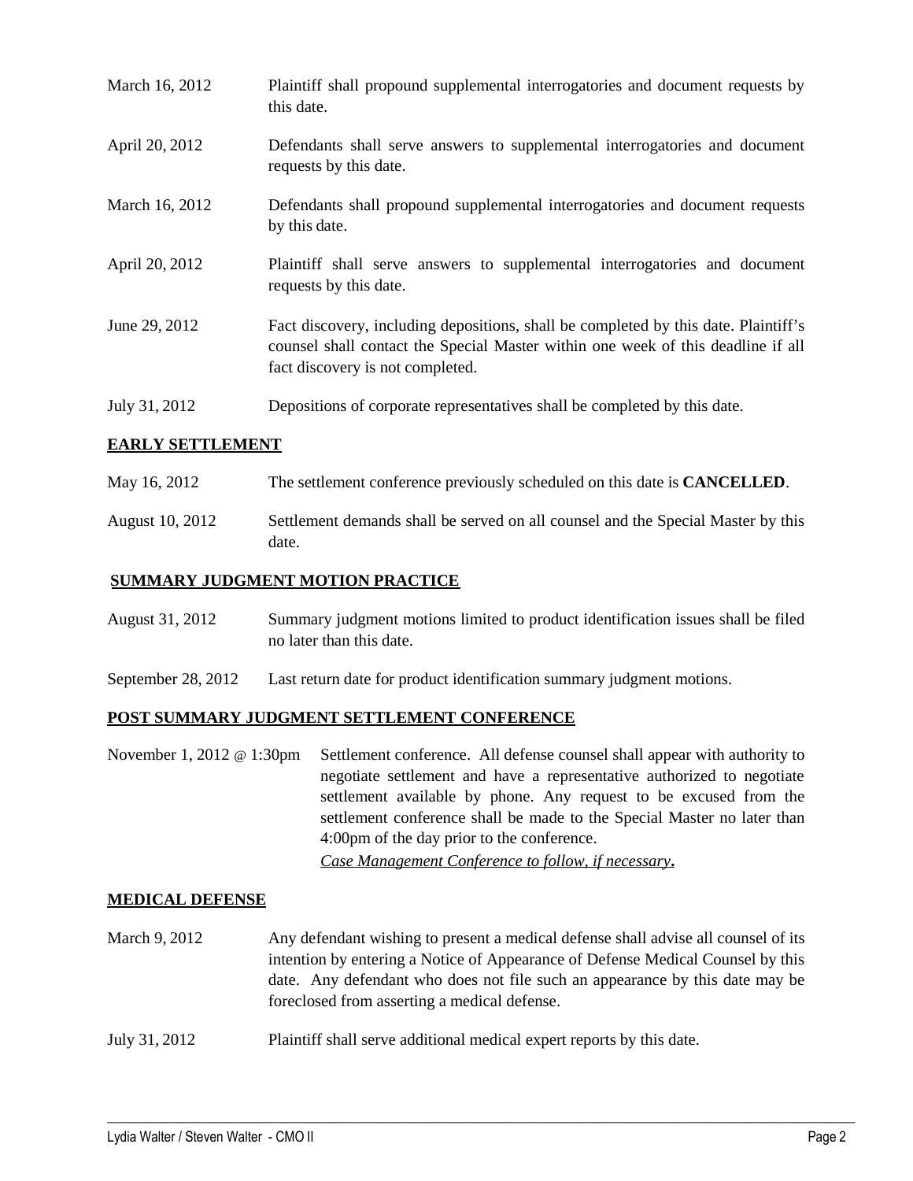| | |
|---|---|
| March 16, 2012 | Plaintiff shall propound supplemental interrogatories and document requests by this date. |
| April 20, 2012 | Defendants shall serve answers to supplemental interrogatories and document requests by this date. |
| March 16, 2012 | Defendants shall propound supplemental interrogatories and document requests by this date. |
| April 20, 2012 | Plaintiff shall serve answers to supplemental interrogatories and document requests by this date. |
| June 29, 2012 | Fact discovery, including depositions, shall be completed by this date. Plaintiff's counsel shall contact the Special Master within one week of this deadline if all fact discovery is not completed. |
| July 31, 2012 | Depositions of corporate representatives shall be completed by this date. |

**EARLY SETTLEMENT**

| | |
|---|---|
| May 16, 2012 | The settlement conference previously scheduled on this date is **CANCELLED**. |
| August 10, 2012 | Settlement demands shall be served on all counsel and the Special Master by this date. |

**SUMMARY JUDGMENT MOTION PRACTICE**

| | |
|---|---|
| August 31, 2012 | Summary judgment motions limited to product identification issues shall be filed no later than this date. |
| September 28, 2012 | Last return date for product identification summary judgment motions. |

**POST SUMMARY JUDGMENT SETTLEMENT CONFERENCE**

| | |
|---|---|
| November 1, 2012 @ 1:30pm | Settlement conference. All defense counsel shall appear with authority to negotiate settlement and have a representative authorized to negotiate settlement available by phone. Any request to be excused from the settlement conference shall be made to the Special Master no later than 4:00pm of the day prior to the conference. *Case Management Conference to follow, if necessary*. |

**MEDICAL DEFENSE**

| | |
|---|---|
| March 9, 2012 | Any defendant wishing to present a medical defense shall advise all counsel of its intention by entering a Notice of Appearance of Defense Medical Counsel by this date. Any defendant who does not file such an appearance by this date may be foreclosed from asserting a medical defense. |
| July 31, 2012 | Plaintiff shall serve additional medical expert reports by this date. |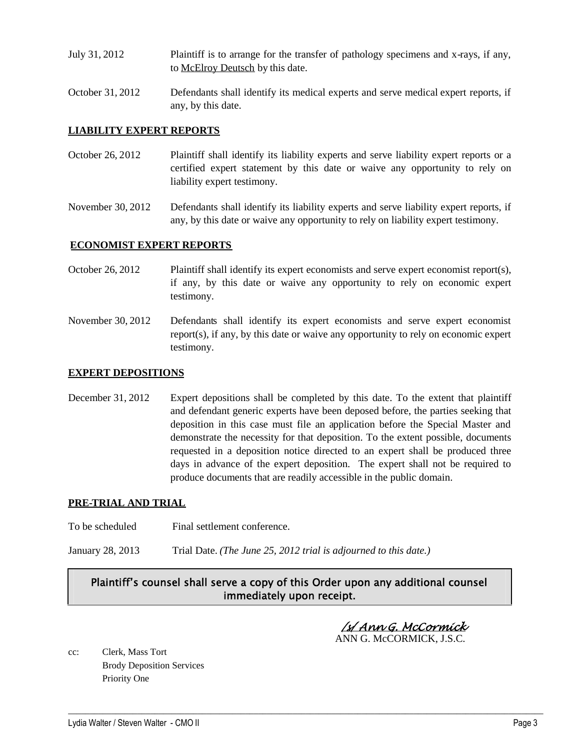| | |
|---|---|
| July 31, 2012 | Plaintiff is to arrange for the transfer of pathology specimens and x-rays, if any, to McElroy Deutsch by this date. |
| October 31, 2012 | Defendants shall identify its medical experts and serve medical expert reports, if any, by this date. |

**LIABILITY EXPERT REPORTS**

| | |
|---|---|
| October 26, 2012 | Plaintiff shall identify its liability experts and serve liability expert reports or a certified expert statement by this date or waive any opportunity to rely on liability expert testimony. |
| November 30, 2012 | Defendants shall identify its liability experts and serve liability expert reports, if any, by this date or waive any opportunity to rely on liability expert testimony. |

**ECONOMIST EXPERT REPORTS**

| | |
|---|---|
| October 26, 2012 | Plaintiff shall identify its expert economists and serve expert economist report(s), if any, by this date or waive any opportunity to rely on economic expert testimony. |
| November 30, 2012 | Defendants shall identify its expert economists and serve expert economist report(s), if any, by this date or waive any opportunity to rely on economic expert testimony. |

**EXPERT DEPOSITIONS**

| | |
|---|---|
| December 31, 2012 | Expert depositions shall be completed by this date. To the extent that plaintiff and defendant generic experts have been deposed before, the parties seeking that deposition in this case must file an application before the Special Master and demonstrate the necessity for that deposition. To the extent possible, documents requested in a deposition notice directed to an expert shall be produced three days in advance of the expert deposition. The expert shall not be required to produce documents that are readily accessible in the public domain. |

**PRE-TRIAL AND TRIAL**

| | |
|---|---|
| To be scheduled | Final settlement conference. |
| January 28, 2013 | Trial Date. *(The June 25, 2012 trial is adjourned to this date.)* |

**Plaintiff's counsel shall serve a copy of this Order upon any additional counsel immediately upon receipt.**

*/s/ Ann G. McCormick*
ANN G. McCORMICK, J.S.C.

cc: Clerk, Mass Tort
Brody Deposition Services
Priority One